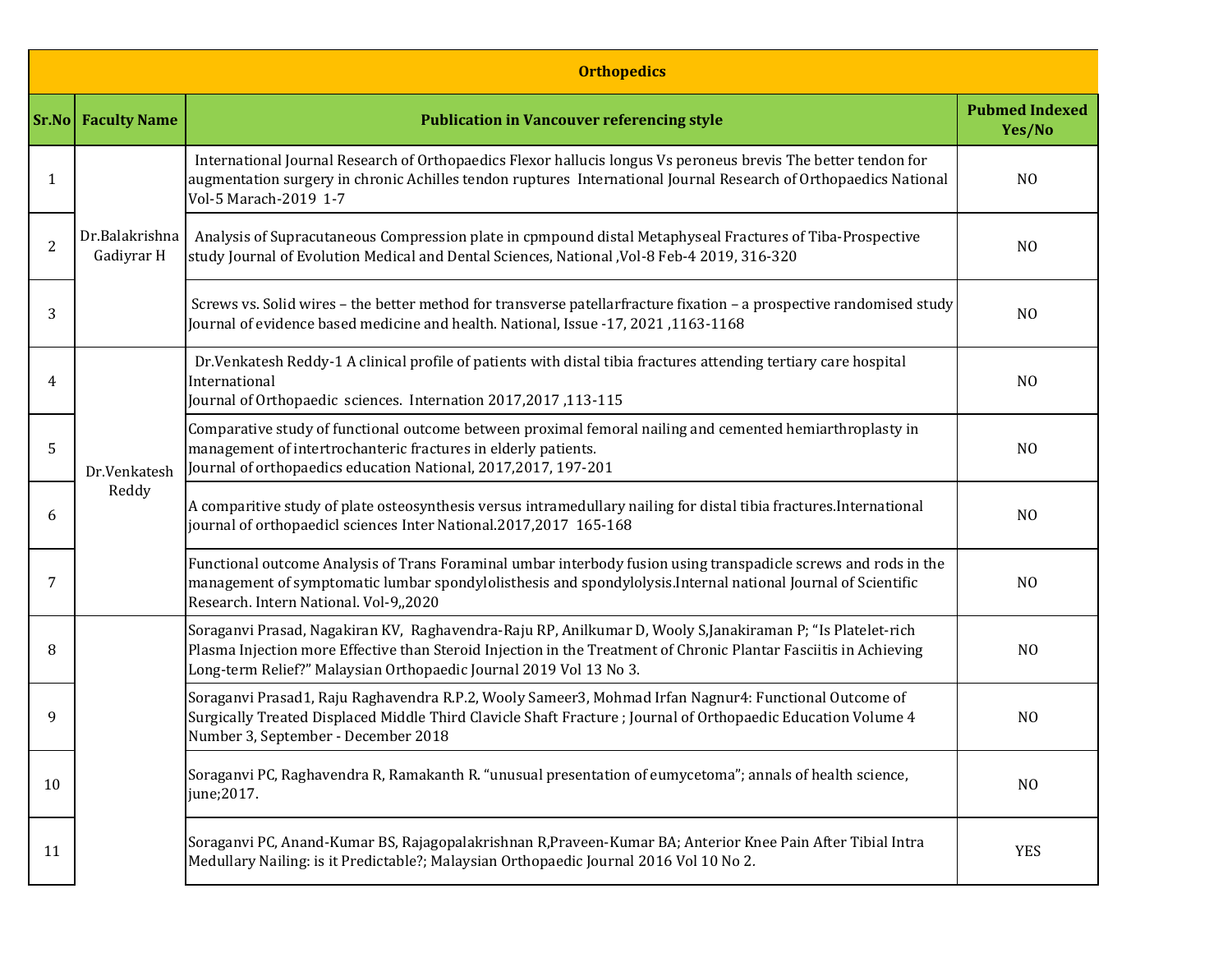| Orthopedics | | | |
|---|---|---|---|
| **Sr.No** | **Faculty Name** | **Publication in Vancouver referencing style** | **Pubmed Indexed Yes/No** |
| 1 | Dr.Balakrishna Gadiyrar H | International Journal Research of Orthopaedics Flexor hallucis longus Vs peroneus brevis The better tendon for augmentation surgery in chronic Achilles tendon ruptures International Journal Research of Orthopaedics National Vol-5 Marach-2019 1-7 | NO |
| 2 | | Analysis of Supracutaneous Compression plate in cpmpound distal Metaphyseal Fractures of Tiba-Prospective study Journal of Evolution Medical and Dental Sciences, National ,Vol-8 Feb-4 2019, 316-320 | NO |
| 3 | | Screws vs. Solid wires – the better method for transverse patellarfracture fixation – a prospective randomised study Journal of evidence based medicine and health. National, Issue -17, 2021 ,1163-1168 | NO |
| 4 | Dr.Venkatesh Reddy | Dr.Venkatesh Reddy-1 A clinical profile of patients with distal tibia fractures attending tertiary care hospital International Journal of Orthopaedic sciences. Internation 2017,2017 ,113-115 | NO |
| 5 | | Comparative study of functional outcome between proximal femoral nailing and cemented hemiarthroplasty in management of intertrochanteric fractures in elderly patients. Journal of orthopaedics education National, 2017,2017, 197-201 | NO |
| 6 | | A comparitive study of plate osteosynthesis versus intramedullary nailing for distal tibia fractures.International journal of orthopaedicl sciences Inter National.2017,2017 165-168 | NO |
| 7 | | Functional outcome Analysis of Trans Foraminal umbar interbody fusion using transpadicle screws and rods in the management of symptomatic lumbar spondylolisthesis and spondylolysis.Internal national Journal of Scientific Research. Intern National. Vol-9,,2020 | NO |
| 8 | | Soraganvi Prasad, Nagakiran KV, Raghavendra-Raju RP, Anilkumar D, Wooly S,Janakiraman P; "Is Platelet-rich Plasma Injection more Effective than Steroid Injection in the Treatment of Chronic Plantar Fasciitis in Achieving Long-term Relief?" Malaysian Orthopaedic Journal 2019 Vol 13 No 3. | NO |
| 9 | | Soraganvi Prasad1, Raju Raghavendra R.P.2, Wooly Sameer3, Mohmad Irfan Nagnur4: Functional Outcome of Surgically Treated Displaced Middle Third Clavicle Shaft Fracture ; Journal of Orthopaedic Education Volume 4 Number 3, September - December 2018 | NO |
| 10 | | Soraganvi PC, Raghavendra R, Ramakanth R. "unusual presentation of eumycetoma"; annals of health science, june;2017. | NO |
| 11 | | Soraganvi PC, Anand-Kumar BS, Rajagopalakrishnan R,Praveen-Kumar BA; Anterior Knee Pain After Tibial Intra Medullary Nailing: is it Predictable?; Malaysian Orthopaedic Journal 2016 Vol 10 No 2. | YES |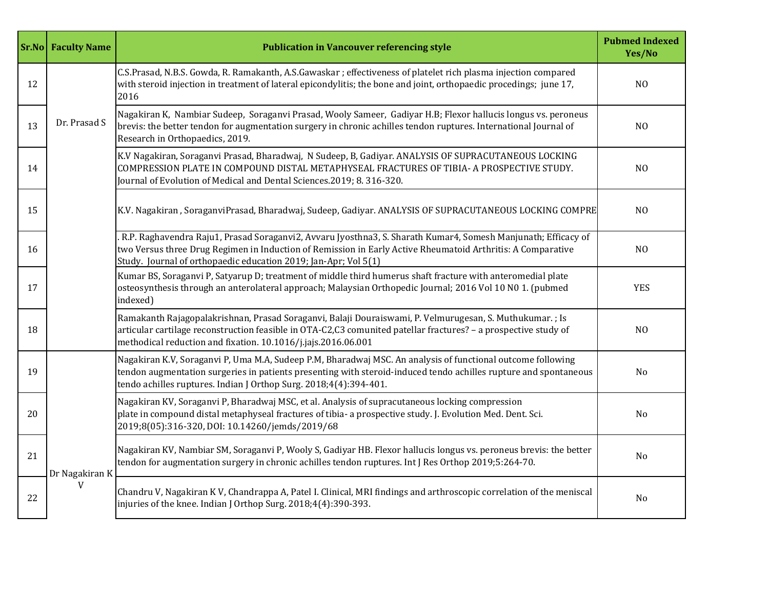| Sr.No | Faculty Name | Publication in Vancouver referencing style | Pubmed Indexed Yes/No |
|---|---|---|---|
| 12 | Dr. Prasad S | C.S.Prasad, N.B.S. Gowda, R. Ramakanth, A.S.Gawaskar ; effectiveness of platelet rich plasma injection compared with steroid injection in treatment of lateral epicondylitis; the bone and joint, orthopaedic procedings; june 17, 2016 | NO |
| 13 | | Nagakiran K, Nambiar Sudeep, Soraganvi Prasad, Wooly Sameer, Gadiyar H.B; Flexor hallucis longus vs. peroneus brevis: the better tendon for augmentation surgery in chronic achilles tendon ruptures. International Journal of Research in Orthopaedics, 2019. | NO |
| 14 | | K.V Nagakiran, Soraganvi Prasad, Bharadwaj, N Sudeep, B, Gadiyar. ANALYSIS OF SUPRACUTANEOUS LOCKING COMPRESSION PLATE IN COMPOUND DISTAL METAPHYSEAL FRACTURES OF TIBIA- A PROSPECTIVE STUDY. Journal of Evolution of Medical and Dental Sciences.2019; 8. 316-320. | NO |
| 15 | | K.V. Nagakiran , SoraganviPrasad, Bharadwaj, Sudeep, Gadiyar. ANALYSIS OF SUPRACUTANEOUS LOCKING COMPRE | NO |
| 16 | | . R.P. Raghavendra Raju1, Prasad Soraganvi2, Avvaru Jyosthna3, S. Sharath Kumar4, Somesh Manjunath; Efficacy of two Versus three Drug Regimen in Induction of Remission in Early Active Rheumatoid Arthritis: A Comparative Study. Journal of orthopaedic education 2019; Jan-Apr; Vol 5(1) | NO |
| 17 | | Kumar BS, Soraganvi P, Satyarup D; treatment of middle third humerus shaft fracture with anteromedial plate osteosynthesis through an anterolateral approach; Malaysian Orthopedic Journal; 2016 Vol 10 N0 1. (pubmed indexed) | YES |
| 18 | | Ramakanth Rajagopalakrishnan, Prasad Soraganvi, Balaji Douraiswami, P. Velmurugesan, S. Muthukumar. ; Is articular cartilage reconstruction feasible in OTA-C2,C3 comunited patellar fractures? – a prospective study of methodical reduction and fixation. 10.1016/j.jajs.2016.06.001 | NO |
| 19 | Dr Nagakiran K V | Nagakiran K.V, Soraganvi P, Uma M.A, Sudeep P.M, Bharadwaj MSC. An analysis of functional outcome following tendon augmentation surgeries in patients presenting with steroid-induced tendo achilles rupture and spontaneous tendo achilles ruptures. Indian J Orthop Surg. 2018;4(4):394-401. | No |
| 20 | | Nagakiran KV, Soraganvi P, Bharadwaj MSC, et al. Analysis of supracutaneous locking compression plate in compound distal metaphyseal fractures of tibia- a prospective study. J. Evolution Med. Dent. Sci. 2019;8(05):316-320, DOI: 10.14260/jemds/2019/68 | No |
| 21 | | Nagakiran KV, Nambiar SM, Soraganvi P, Wooly S, Gadiyar HB. Flexor hallucis longus vs. peroneus brevis: the better tendon for augmentation surgery in chronic achilles tendon ruptures. Int J Res Orthop 2019;5:264-70. | No |
| 22 | | Chandru V, Nagakiran K V, Chandrappa A, Patel I. Clinical, MRI findings and arthroscopic correlation of the meniscal injuries of the knee. Indian J Orthop Surg. 2018;4(4):390-393. | No |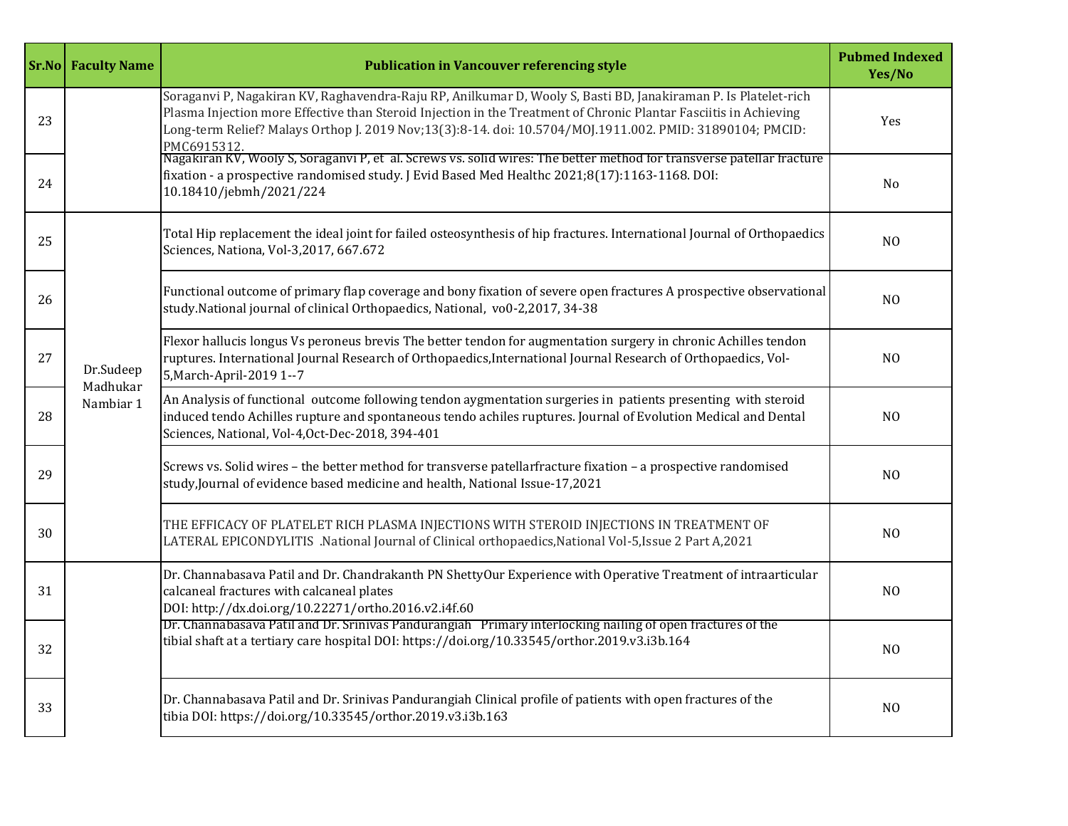| Sr.No | Faculty Name | Publication in Vancouver referencing style | Pubmed Indexed Yes/No |
|---|---|---|---|
| 23 | | Soraganvi P, Nagakiran KV, Raghavendra-Raju RP, Anilkumar D, Wooly S, Basti BD, Janakiraman P. Is Platelet-rich Plasma Injection more Effective than Steroid Injection in the Treatment of Chronic Plantar Fasciitis in Achieving Long-term Relief? Malays Orthop J. 2019 Nov;13(3):8-14. doi: 10.5704/MOJ.1911.002. PMID: 31890104; PMCID: PMC6915312. | Yes |
| 24 | | Nagakiran KV, Wooly S, Soraganvi P, et al. Screws vs. solid wires: The better method for transverse patellar fracture fixation - a prospective randomised study. J Evid Based Med Healthc 2021;8(17):1163-1168. DOI: 10.18410/jebmh/2021/224 | No |
| 25 | Dr.Sudeep Madhukar Nambiar 1 | Total Hip replacement the ideal joint for failed osteosynthesis of hip fractures. International Journal of Orthopaedics Sciences, Nationa, Vol-3,2017, 667.672 | NO |
| 26 | | Functional outcome of primary flap coverage and bony fixation of severe open fractures A prospective observational study.National journal of clinical Orthopaedics, National, vo0-2,2017, 34-38 | NO |
| 27 | | Flexor hallucis longus Vs peroneus brevis The better tendon for augmentation surgery in chronic Achilles tendon ruptures. International Journal Research of Orthopaedics,International Journal Research of Orthopaedics, Vol-5,March-April-2019 1--7 | NO |
| 28 | | An Analysis of functional outcome following tendon aygmentation surgeries in patients presenting with steroid induced tendo Achilles rupture and spontaneous tendo achiles ruptures. Journal of Evolution Medical and Dental Sciences, National, Vol-4,Oct-Dec-2018, 394-401 | NO |
| 29 | | Screws vs. Solid wires – the better method for transverse patellarfracture fixation – a prospective randomised study,Journal of evidence based medicine and health, National Issue-17,2021 | NO |
| 30 | | THE EFFICACY OF PLATELET RICH PLASMA INJECTIONS WITH STEROID INJECTIONS IN TREATMENT OF LATERAL EPICONDYLITIS .National Journal of Clinical orthopaedics,National Vol-5,Issue 2 Part A,2021 | NO |
| 31 | | Dr. Channabasava Patil and Dr. Chandrakanth PN ShettyOur Experience with Operative Treatment of intraarticular calcaneal fractures with calcaneal plates DOI: http://dx.doi.org/10.22271/ortho.2016.v2.i4f.60 | NO |
| 32 | | Dr. Channabasava Patil and Dr. Srinivas Pandurangiah Primary interlocking nailing of open fractures of the tibial shaft at a tertiary care hospital DOI: https://doi.org/10.33545/orthor.2019.v3.i3b.164 | NO |
| 33 | | Dr. Channabasava Patil and Dr. Srinivas Pandurangiah Clinical profile of patients with open fractures of the tibia DOI: https://doi.org/10.33545/orthor.2019.v3.i3b.163 | NO |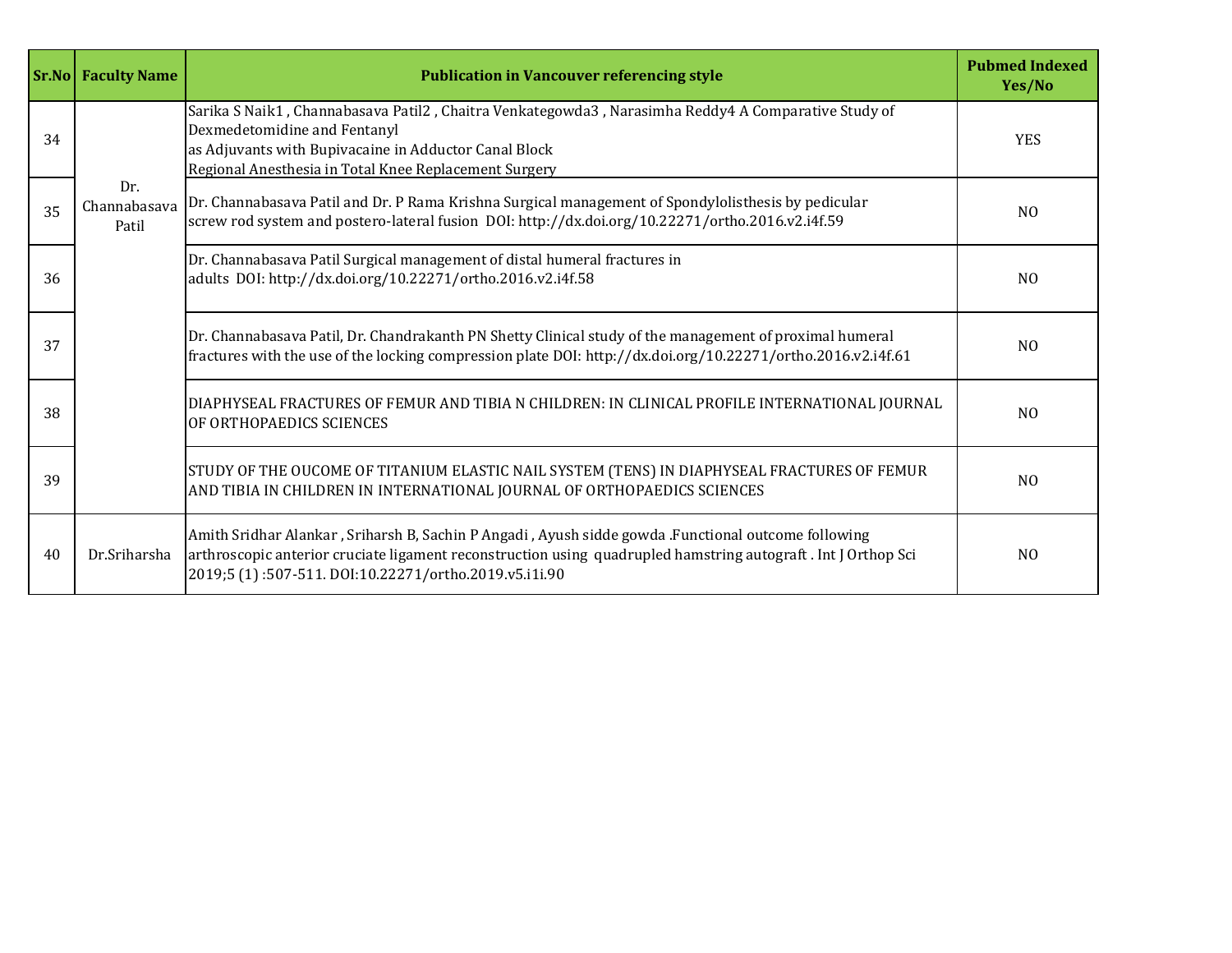| Sr.No | Faculty Name | Publication in Vancouver referencing style | Pubmed Indexed Yes/No |
|---|---|---|---|
| 34 | Dr. Channabasava Patil | Sarika S Naik1 , Channabasava Patil2 , Chaitra Venkategowda3 , Narasimha Reddy4 A Comparative Study of Dexmedetomidine and Fentanyl as Adjuvants with Bupivacaine in Adductor Canal Block Regional Anesthesia in Total Knee Replacement Surgery | YES |
| 35 | | Dr. Channabasava Patil and Dr. P Rama Krishna Surgical management of Spondylolisthesis by pedicular screw rod system and postero-lateral fusion DOI: http://dx.doi.org/10.22271/ortho.2016.v2.i4f.59 | NO |
| 36 | | Dr. Channabasava Patil Surgical management of distal humeral fractures in adults DOI: http://dx.doi.org/10.22271/ortho.2016.v2.i4f.58 | NO |
| 37 | | Dr. Channabasava Patil, Dr. Chandrakanth PN Shetty Clinical study of the management of proximal humeral fractures with the use of the locking compression plate DOI: http://dx.doi.org/10.22271/ortho.2016.v2.i4f.61 | NO |
| 38 | | DIAPHYSEAL FRACTURES OF FEMUR AND TIBIA N CHILDREN: IN CLINICAL PROFILE INTERNATIONAL JOURNAL OF ORTHOPAEDICS SCIENCES | NO |
| 39 | | STUDY OF THE OUCOME OF TITANIUM ELASTIC NAIL SYSTEM (TENS) IN DIAPHYSEAL FRACTURES OF FEMUR AND TIBIA IN CHILDREN IN INTERNATIONAL JOURNAL OF ORTHOPAEDICS SCIENCES | NO |
| 40 | Dr.Sriharsha | Amith Sridhar Alankar , Sriharsh B, Sachin P Angadi , Ayush sidde gowda .Functional outcome following arthroscopic anterior cruciate ligament reconstruction using quadrupled hamstring autograft . Int J Orthop Sci 2019;5 (1) :507-511. DOI:10.22271/ortho.2019.v5.i1i.90 | NO |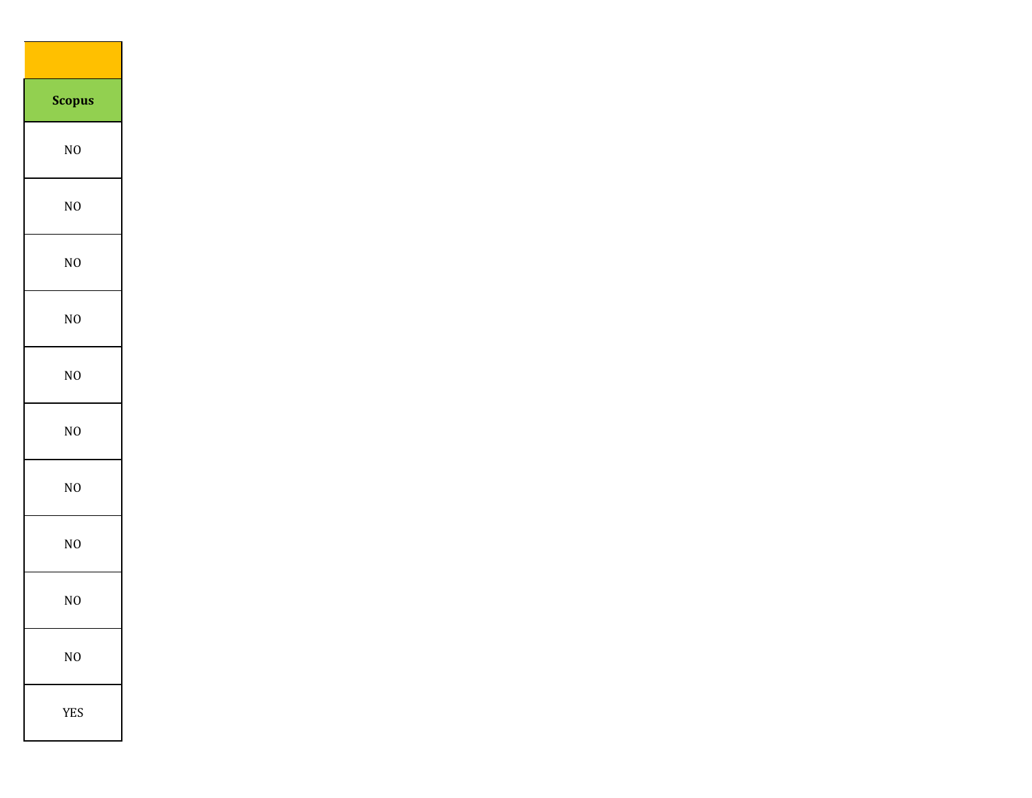| |
|---|
| **Scopus** |
| NO |
| NO |
| NO |
| NO |
| NO |
| NO |
| NO |
| NO |
| NO |
| NO |
| YES |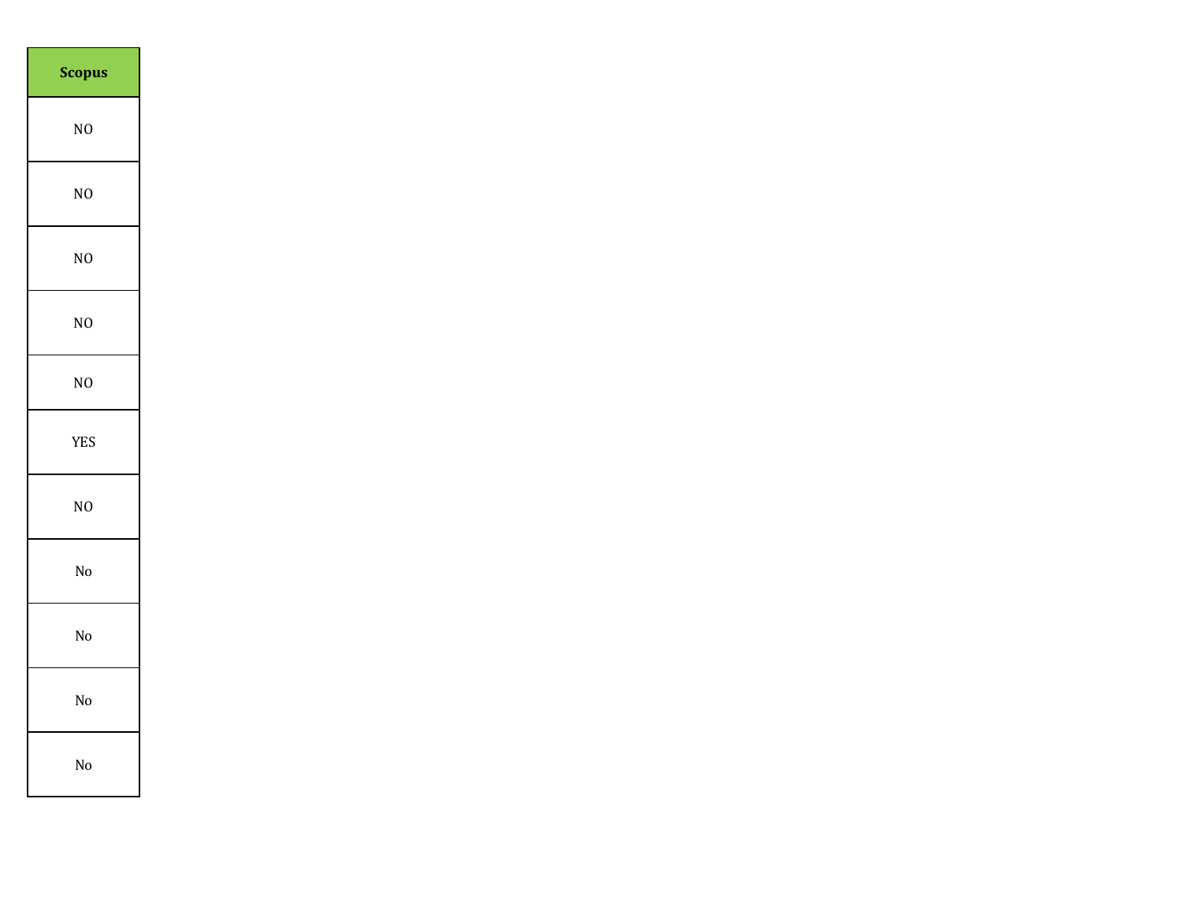| Scopus |
| --- |
| NO |
| NO |
| NO |
| NO |
| NO |
| YES |
| NO |
| No |
| No |
| No |
| No |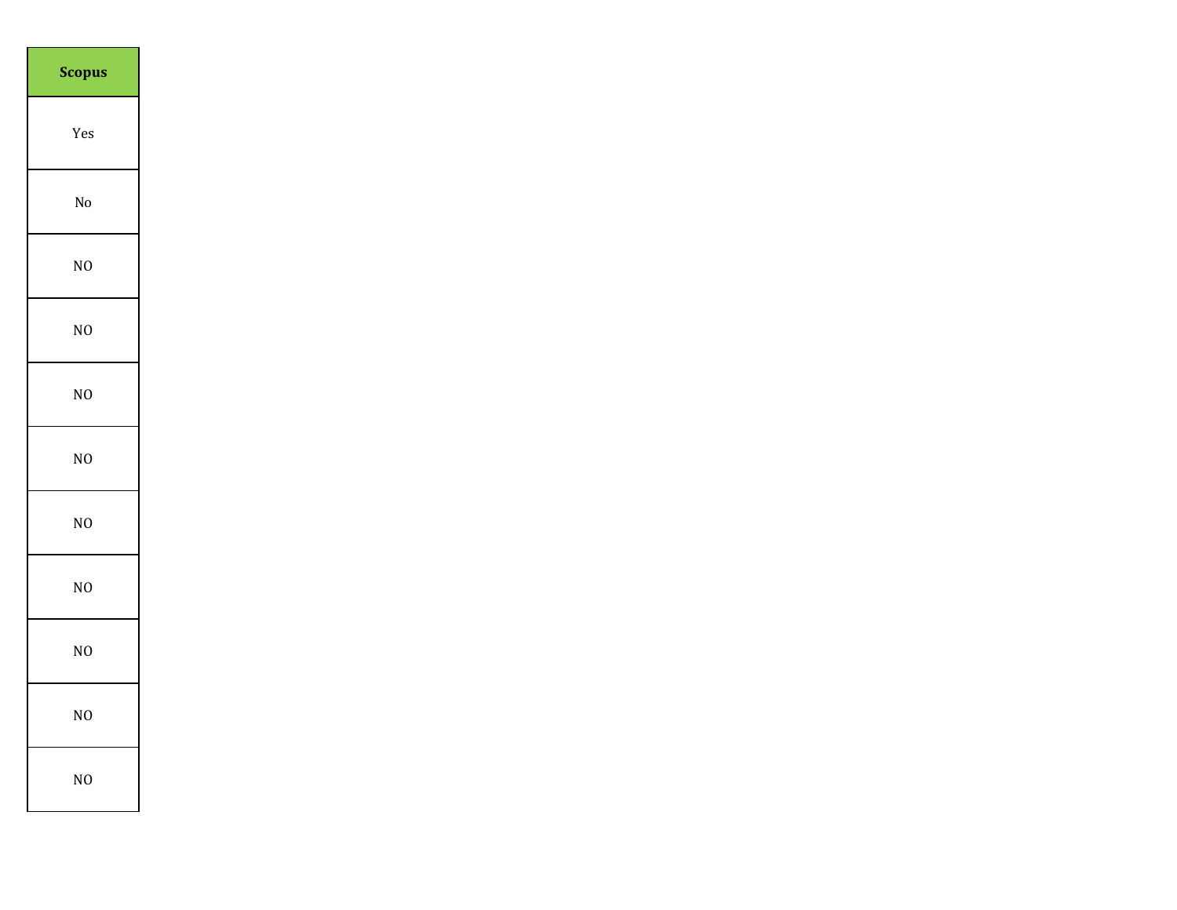| Scopus |
| --- |
| Yes |
| No |
| NO |
| NO |
| NO |
| NO |
| NO |
| NO |
| NO |
| NO |
| NO |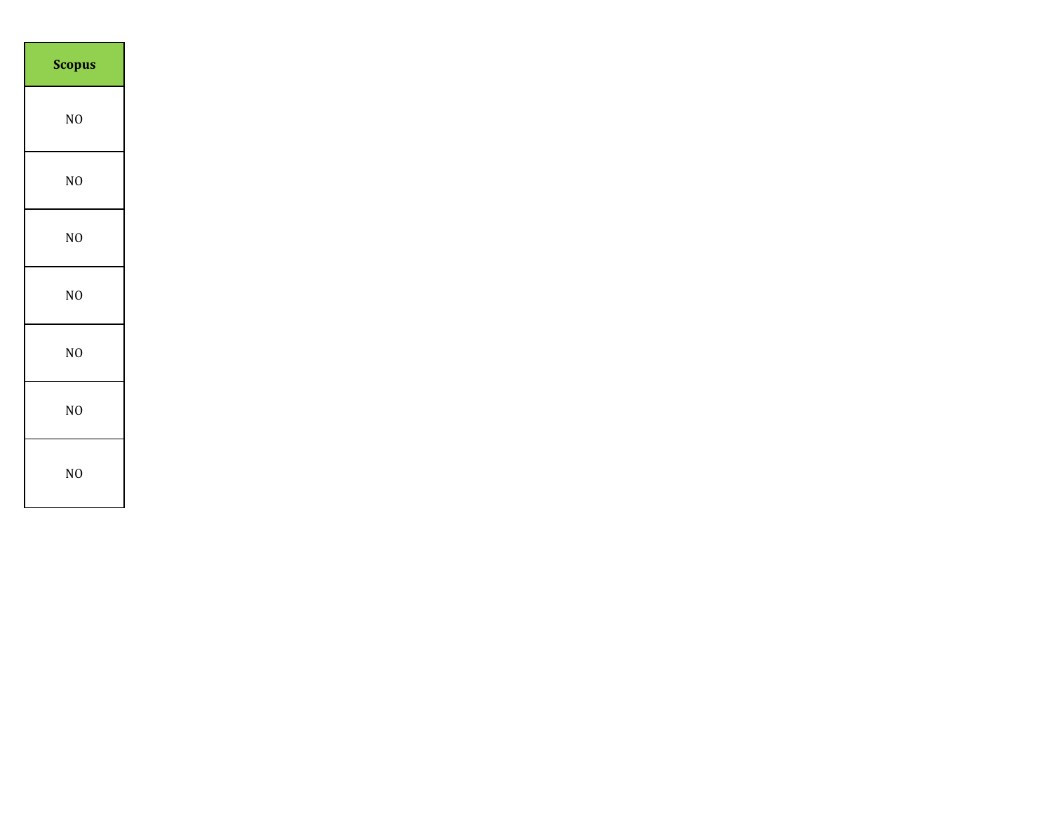| Scopus |
| --- |
| NO |
| NO |
| NO |
| NO |
| NO |
| NO |
| NO |